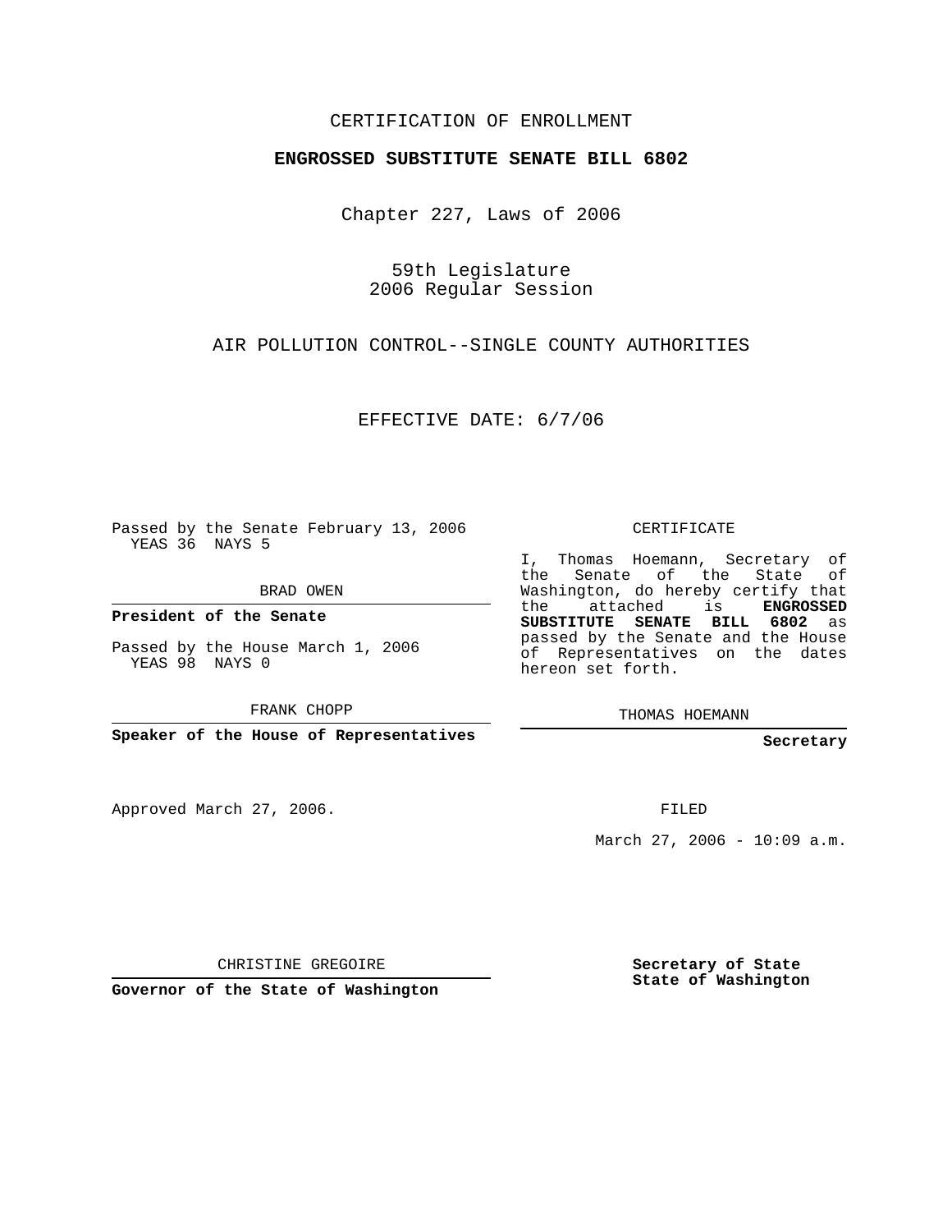CERTIFICATION OF ENROLLMENT

**ENGROSSED SUBSTITUTE SENATE BILL 6802**

Chapter 227, Laws of 2006

59th Legislature
2006 Regular Session

AIR POLLUTION CONTROL--SINGLE COUNTY AUTHORITIES

EFFECTIVE DATE: 6/7/06

Passed by the Senate February 13, 2006
YEAS 36 NAYS 5

BRAD OWEN

**President of the Senate**

Passed by the House March 1, 2006
YEAS 98 NAYS 0

FRANK CHOPP

**Speaker of the House of Representatives**

CERTIFICATE

I, Thomas Hoemann, Secretary of the Senate of the State of Washington, do hereby certify that the attached is **ENGROSSED SUBSTITUTE SENATE BILL 6802** as passed by the Senate and the House of Representatives on the dates hereon set forth.

THOMAS HOEMANN

**Secretary**

Approved March 27, 2006.

FILED

March 27, 2006 - 10:09 a.m.

CHRISTINE GREGOIRE

**Governor of the State of Washington**

**Secretary of State**
**State of Washington**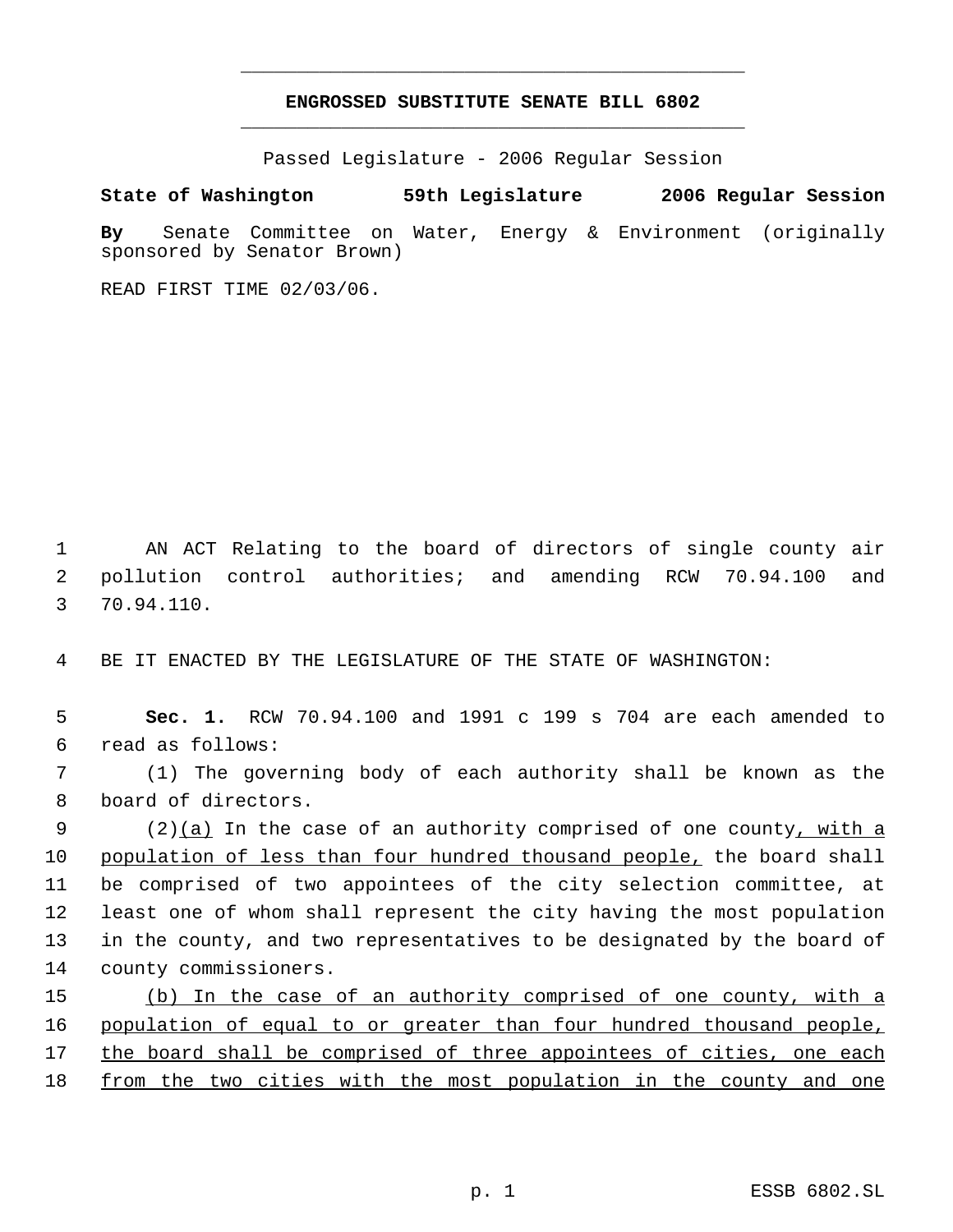**ENGROSSED SUBSTITUTE SENATE BILL 6802**

Passed Legislature - 2006 Regular Session

**State of Washington 59th Legislature 2006 Regular Session**

**By** Senate Committee on Water, Energy & Environment (originally sponsored by Senator Brown)

READ FIRST TIME 02/03/06.

AN ACT Relating to the board of directors of single county air pollution control authorities; and amending RCW 70.94.100 and 70.94.110.

BE IT ENACTED BY THE LEGISLATURE OF THE STATE OF WASHINGTON:

**Sec. 1.** RCW 70.94.100 and 1991 c 199 s 704 are each amended to read as follows:

(1) The governing body of each authority shall be known as the board of directors.

(2)<u>(a)</u> In the case of an authority comprised of one county<u>, with a population of less than four hundred thousand people,</u> the board shall be comprised of two appointees of the city selection committee, at least one of whom shall represent the city having the most population in the county, and two representatives to be designated by the board of county commissioners.

<u>(b) In the case of an authority comprised of one county, with a population of equal to or greater than four hundred thousand people, the board shall be comprised of three appointees of cities, one each from the two cities with the most population in the county and one</u>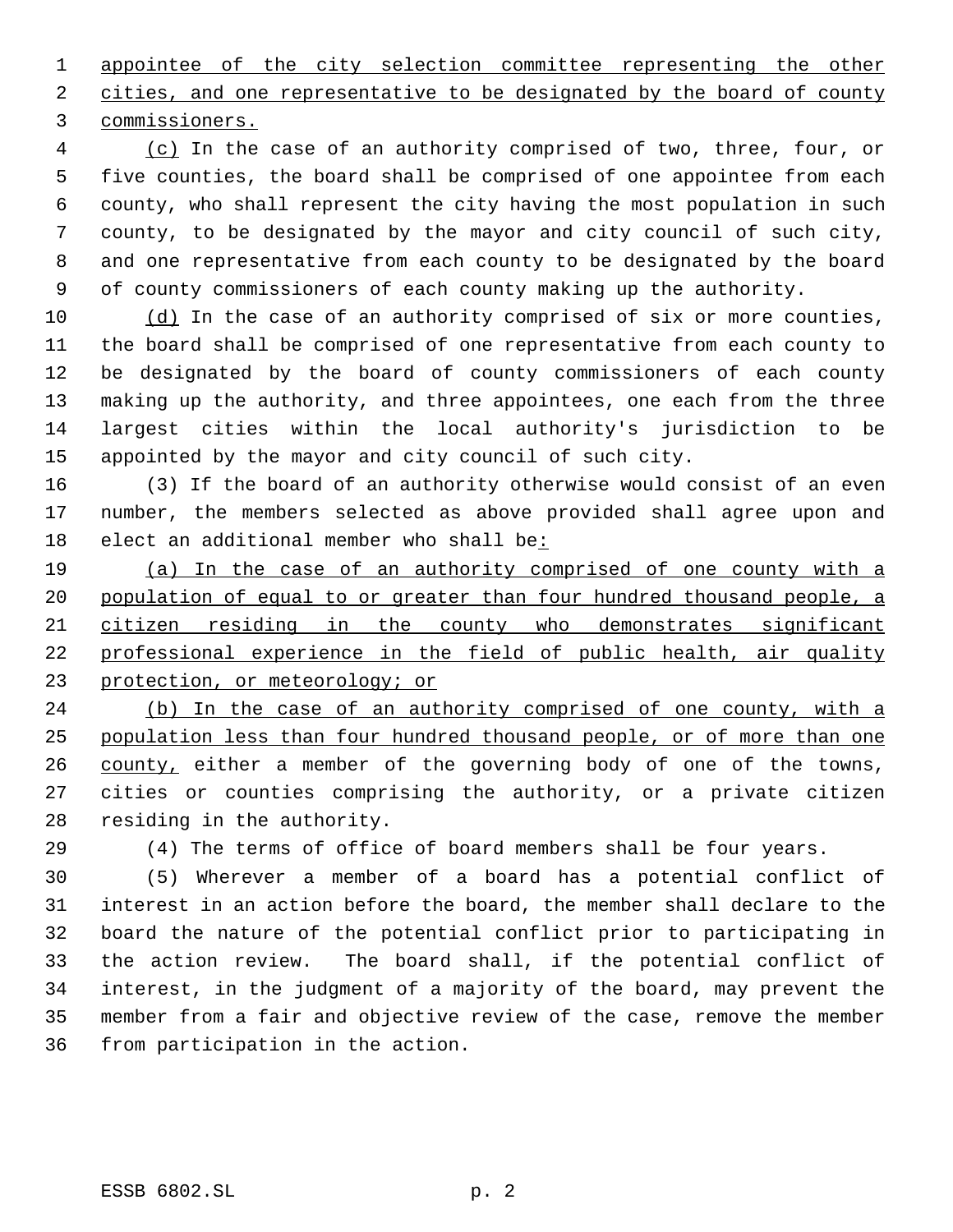appointee of the city selection committee representing the other cities, and one representative to be designated by the board of county commissioners.

(c) In the case of an authority comprised of two, three, four, or five counties, the board shall be comprised of one appointee from each county, who shall represent the city having the most population in such county, to be designated by the mayor and city council of such city, and one representative from each county to be designated by the board of county commissioners of each county making up the authority.

(d) In the case of an authority comprised of six or more counties, the board shall be comprised of one representative from each county to be designated by the board of county commissioners of each county making up the authority, and three appointees, one each from the three largest cities within the local authority's jurisdiction to be appointed by the mayor and city council of such city.

(3) If the board of an authority otherwise would consist of an even number, the members selected as above provided shall agree upon and elect an additional member who shall be:

(a) In the case of an authority comprised of one county with a population of equal to or greater than four hundred thousand people, a citizen residing in the county who demonstrates significant professional experience in the field of public health, air quality protection, or meteorology; or

(b) In the case of an authority comprised of one county, with a population less than four hundred thousand people, or of more than one county, either a member of the governing body of one of the towns, cities or counties comprising the authority, or a private citizen residing in the authority.

(4) The terms of office of board members shall be four years.

(5) Wherever a member of a board has a potential conflict of interest in an action before the board, the member shall declare to the board the nature of the potential conflict prior to participating in the action review. The board shall, if the potential conflict of interest, in the judgment of a majority of the board, may prevent the member from a fair and objective review of the case, remove the member from participation in the action.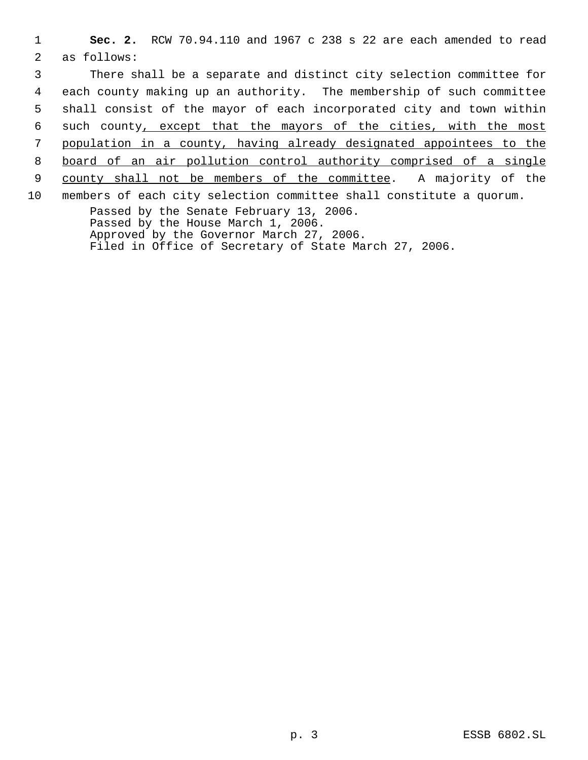**Sec. 2.** RCW 70.94.110 and 1967 c 238 s 22 are each amended to read as follows:

There shall be a separate and distinct city selection committee for each county making up an authority. The membership of such committee shall consist of the mayor of each incorporated city and town within such county<u>, except that the mayors of the cities, with the most population in a county, having already designated appointees to the board of an air pollution control authority comprised of a single county shall not be members of the committee</u>. A majority of the members of each city selection committee shall constitute a quorum.

Passed by the Senate February 13, 2006.
Passed by the House March 1, 2006.
Approved by the Governor March 27, 2006.
Filed in Office of Secretary of State March 27, 2006.